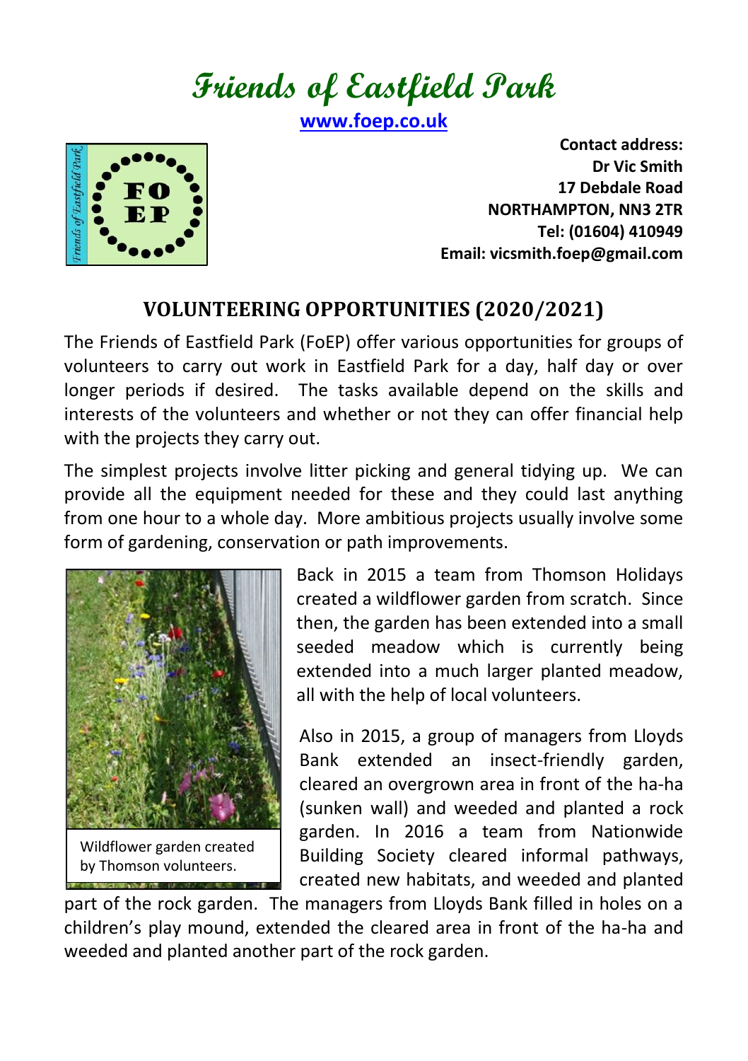# Friends of Eastfield Park

[www.foep.co.uk](http://www.foep.co.uk)

**Contact address:**
**Dr Vic Smith**
**17 Debdale Road**
**NORTHAMPTON, NN3 2TR**
**Tel: (01604) 410949**
**Email: vicsmith.foep@gmail.com**

## VOLUNTEERING OPPORTUNITIES (2020/2021)

The Friends of Eastfield Park (FoEP) offer various opportunities for groups of volunteers to carry out work in Eastfield Park for a day, half day or over longer periods if desired. The tasks available depend on the skills and interests of the volunteers and whether or not they can offer financial help with the projects they carry out.

The simplest projects involve litter picking and general tidying up. We can provide all the equipment needed for these and they could last anything from one hour to a whole day. More ambitious projects usually involve some form of gardening, conservation or path improvements.

Wildflower garden created by Thomson volunteers.

Back in 2015 a team from Thomson Holidays created a wildflower garden from scratch. Since then, the garden has been extended into a small seeded meadow which is currently being extended into a much larger planted meadow, all with the help of local volunteers.

Also in 2015, a group of managers from Lloyds Bank extended an insect-friendly garden, cleared an overgrown area in front of the ha-ha (sunken wall) and weeded and planted a rock garden. In 2016 a team from Nationwide Building Society cleared informal pathways, created new habitats, and weeded and planted part of the rock garden. The managers from Lloyds Bank filled in holes on a children's play mound, extended the cleared area in front of the ha-ha and weeded and planted another part of the rock garden.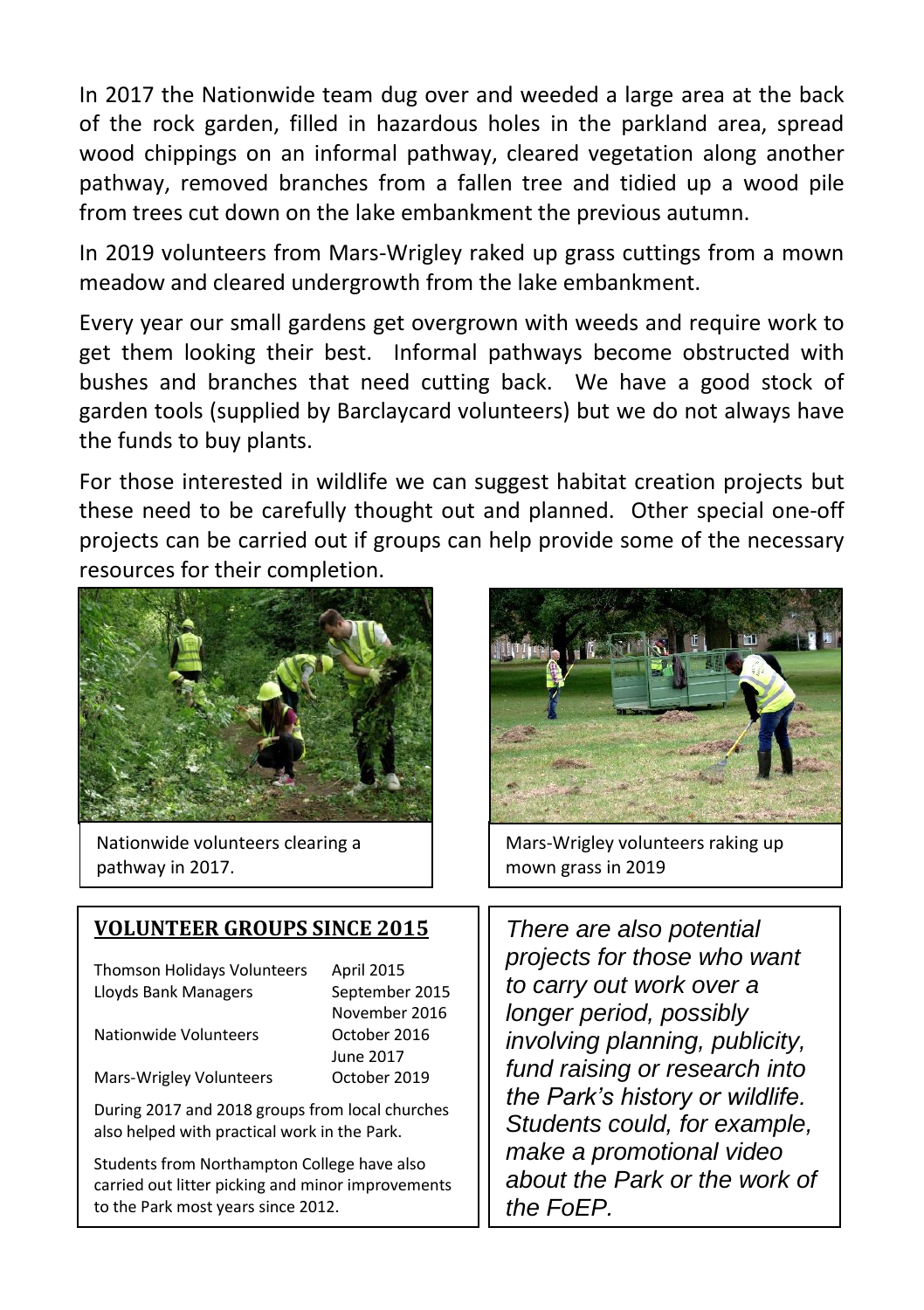In 2017 the Nationwide team dug over and weeded a large area at the back of the rock garden, filled in hazardous holes in the parkland area, spread wood chippings on an informal pathway, cleared vegetation along another pathway, removed branches from a fallen tree and tidied up a wood pile from trees cut down on the lake embankment the previous autumn.

In 2019 volunteers from Mars-Wrigley raked up grass cuttings from a mown meadow and cleared undergrowth from the lake embankment.

Every year our small gardens get overgrown with weeds and require work to get them looking their best. Informal pathways become obstructed with bushes and branches that need cutting back. We have a good stock of garden tools (supplied by Barclaycard volunteers) but we do not always have the funds to buy plants.

For those interested in wildlife we can suggest habitat creation projects but these need to be carefully thought out and planned. Other special one-off projects can be carried out if groups can help provide some of the necessary resources for their completion.

Nationwide volunteers clearing a pathway in 2017.

Mars-Wrigley volunteers raking up mown grass in 2019

## VOLUNTEER GROUPS SINCE 2015

| | |
|---|---|
| Thomson Holidays Volunteers | April 2015 |
| Lloyds Bank Managers | September 2015<br>November 2016 |
| Nationwide Volunteers | October 2016<br>June 2017 |
| Mars-Wrigley Volunteers | October 2019 |

During 2017 and 2018 groups from local churches also helped with practical work in the Park.

Students from Northampton College have also carried out litter picking and minor improvements to the Park most years since 2012.

*There are also potential projects for those who want to carry out work over a longer period, possibly involving planning, publicity, fund raising or research into the Park's history or wildlife. Students could, for example, make a promotional video about the Park or the work of the FoEP.*